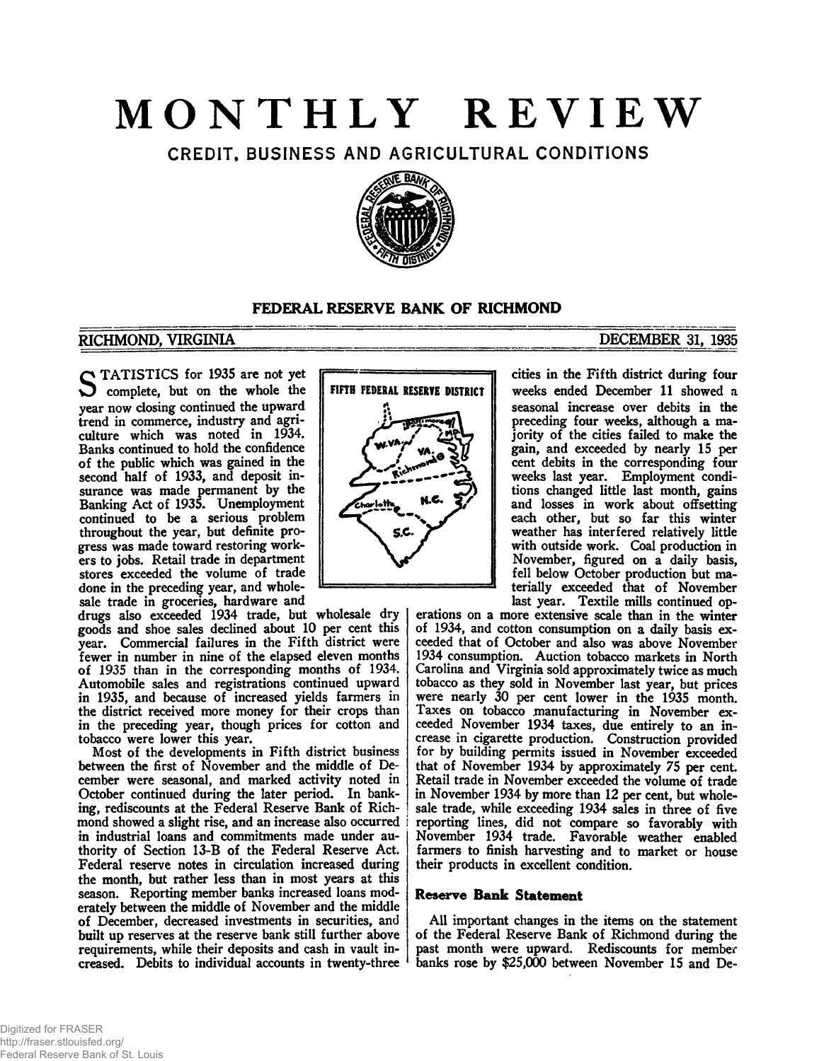# MONTHLY REVIEW

## CREDIT, BUSINESS AND AGRICULTURAL CONDITIONS

### FEDERAL RESERVE BANK OF RICHMOND

RICHMOND, VIRGINIA DECEMBER 31, 1935

STATISTICS for 1935 are not yet complete, but on the whole the year now closing continued the upward trend in commerce, industry and agriculture which was noted in 1934. Banks continued to hold the confidence of the public which was gained in the second half of 1933, and deposit insurance was made permanent by the Banking Act of 1935. Unemployment continued to be a serious problem throughout the year, but definite progress was made toward restoring workers to jobs. Retail trade in department stores exceeded the volume of trade done in the preceding year, and wholesale trade in groceries, hardware and drugs also exceeded 1934 trade, but wholesale dry goods and shoe sales declined about 10 per cent this year. Commercial failures in the Fifth district were fewer in number in nine of the elapsed eleven months of 1935 than in the corresponding months of 1934. Automobile sales and registrations continued upward in 1935, and because of increased yields farmers in the district received more money for their crops than in the preceding year, though prices for cotton and tobacco were lower this year.

Most of the developments in Fifth district business between the first of November and the middle of December were seasonal, and marked activity noted in October continued during the later period. In banking, rediscounts at the Federal Reserve Bank of Richmond showed a slight rise, and an increase also occurred in industrial loans and commitments made under authority of Section 13-B of the Federal Reserve Act. Federal reserve notes in circulation increased during the month, but rather less than in most years at this season. Reporting member banks increased loans moderately between the middle of November and the middle of December, decreased investments in securities, and built up reserves at the reserve bank still further above requirements, while their deposits and cash in vault increased. Debits to individual accounts in twenty-three cities in the Fifth district during four weeks ended December 11 showed a seasonal increase over debits in the preceding four weeks, although a majority of the cities failed to make the gain, and exceeded by nearly 15 per cent debits in the corresponding four weeks last year. Employment conditions changed little last month, gains and losses in work about offsetting each other, but so far this winter weather has interfered relatively little with outside work. Coal production in November, figured on a daily basis, fell below October production but materially exceeded that of November last year. Textile mills continued operations on a more extensive scale than in the winter of 1934, and cotton consumption on a daily basis exceeded that of October and also was above November 1934 consumption. Auction tobacco markets in North Carolina and Virginia sold approximately twice as much tobacco as they sold in November last year, but prices were nearly 30 per cent lower in the 1935 month. Taxes on tobacco manufacturing in November exceeded November 1934 taxes, due entirely to an increase in cigarette production. Construction provided for by building permits issued in November exceeded that of November 1934 by approximately 75 per cent. Retail trade in November exceeded the volume of trade in November 1934 by more than 12 per cent, but wholesale trade, while exceeding 1934 sales in three of five reporting lines, did not compare so favorably with November 1934 trade. Favorable weather enabled farmers to finish harvesting and to market or house their products in excellent condition.

**Reserve Bank Statement**

All important changes in the items on the statement of the Federal Reserve Bank of Richmond during the past month were upward. Rediscounts for member banks rose by $25,000 between November 15 and De-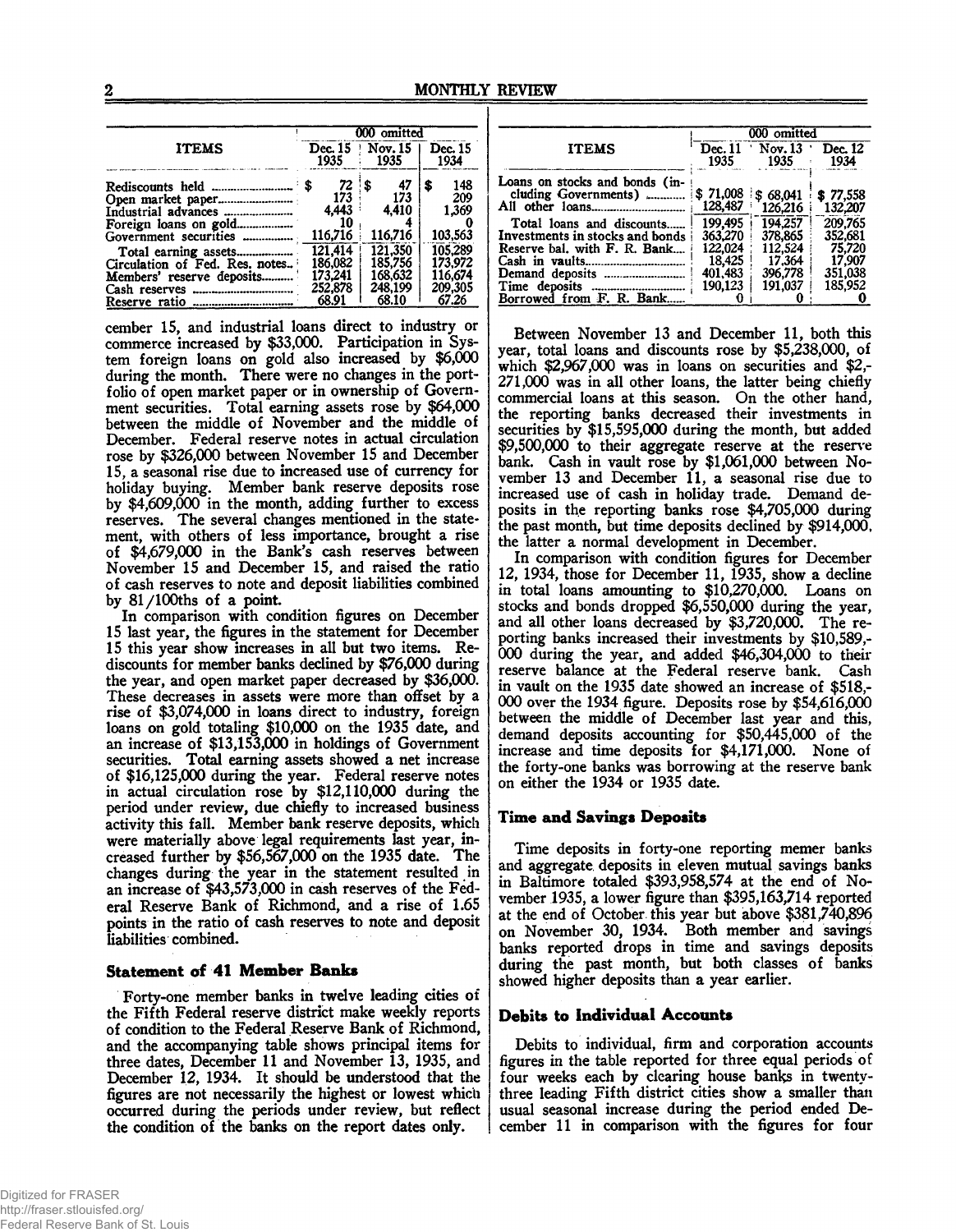| ITEMS | 000 omitted | | |
|---|---|---|---|
| | Dec. 15 1935 | Nov. 15 1935 | Dec. 15 1934 |
| Rediscounts held | $ 72 | $ 47 | $ 148 |
| Open market paper | 173 | 173 | 209 |
| Industrial advances | 4,443 | 4,410 | 1,369 |
| Foreign loans on gold | 10 | 4 | 0 |
| Government securities | 116,716 | 116,716 | 103,563 |
| Total earning assets | 121,414 | 121,350 | 105,289 |
| Circulation of Fed. Res. notes | 186,082 | 185,756 | 173,972 |
| Members' reserve deposits | 173,241 | 168,632 | 116,674 |
| Cash reserves | 252,878 | 248,199 | 209,305 |
| Reserve ratio | 68.91 | 68.10 | 67.26 |

cember 15, and industrial loans direct to industry or commerce increased by $33,000. Participation in System foreign loans on gold also increased by $6,000 during the month. There were no changes in the portfolio of open market paper or in ownership of Government securities. Total earning assets rose by $64,000 between the middle of November and the middle of December. Federal reserve notes in actual circulation rose by $326,000 between November 15 and December 15, a seasonal rise due to increased use of currency for holiday buying. Member bank reserve deposits rose by $4,609,000 in the month, adding further to excess reserves. The several changes mentioned in the statement, with others of less importance, brought a rise of $4,679,000 in the Bank's cash reserves between November 15 and December 15, and raised the ratio of cash reserves to note and deposit liabilities combined by 81/100ths of a point.

In comparison with condition figures on December 15 last year, the figures in the statement for December 15 this year show increases in all but two items. Rediscounts for member banks declined by $76,000 during the year, and open market paper decreased by $36,000. These decreases in assets were more than offset by a rise of $3,074,000 in loans direct to industry, foreign loans on gold totaling $10,000 on the 1935 date, and an increase of $13,153,000 in holdings of Government securities. Total earning assets showed a net increase of $16,125,000 during the year. Federal reserve notes in actual circulation rose by $12,110,000 during the period under review, due chiefly to increased business activity this fall. Member bank reserve deposits, which were materially above legal requirements last year, increased further by $56,567,000 on the 1935 date. The changes during the year in the statement resulted in an increase of $43,573,000 in cash reserves of the Federal Reserve Bank of Richmond, and a rise of 1.65 points in the ratio of cash reserves to note and deposit liabilities combined.

## Statement of 41 Member Banks

Forty-one member banks in twelve leading cities of the Fifth Federal reserve district make weekly reports of condition to the Federal Reserve Bank of Richmond, and the accompanying table shows principal items for three dates, December 11 and November 13, 1935, and December 12, 1934. It should be understood that the figures are not necessarily the highest or lowest which occurred during the periods under review, but reflect the condition of the banks on the report dates only.

| ITEMS | 000 omitted | | |
|---|---|---|---|
| | Dec. 11 1935 | Nov. 13 1935 | Dec. 12 1934 |
| Loans on stocks and bonds (including Governments) | $ 71,008 | $ 68,041 | $ 77,558 |
| All other loans | 128,487 | 126,216 | 132,207 |
| Total loans and discounts | 199,495 | 194,257 | 209,765 |
| Investments in stocks and bonds | 363,270 | 378,865 | 352,681 |
| Reserve bal. with F. R. Bank | 122,024 | 112,524 | 75,720 |
| Cash in vaults | 18,425 | 17,364 | 17,907 |
| Demand deposits | 401,483 | 396,778 | 351,038 |
| Time deposits | 190,123 | 191,037 | 185,952 |
| Borrowed from F. R. Bank | 0 | 0 | 0 |

Between November 13 and December 11, both this year, total loans and discounts rose by $5,238,000, of which $2,967,000 was in loans on securities and $2,271,000 was in all other loans, the latter being chiefly commercial loans at this season. On the other hand, the reporting banks decreased their investments in securities by $15,595,000 during the month, but added $9,500,000 to their aggregate reserve at the reserve bank. Cash in vault rose by $1,061,000 between November 13 and December 11, a seasonal rise due to increased use of cash in holiday trade. Demand deposits in the reporting banks rose $4,705,000 during the past month, but time deposits declined by $914,000, the latter a normal development in December.

In comparison with condition figures for December 12, 1934, those for December 11, 1935, show a decline in total loans amounting to $10,270,000. Loans on stocks and bonds dropped $6,550,000 during the year, and all other loans decreased by $3,720,000. The reporting banks increased their investments by $10,589,000 during the year, and added $46,304,000 to their reserve balance at the Federal reserve bank. Cash in vault on the 1935 date showed an increase of $518,000 over the 1934 figure. Deposits rose by $54,616,000 between the middle of December last year and this, demand deposits accounting for $50,445,000 of the increase and time deposits for $4,171,000. None of the forty-one banks was borrowing at the reserve bank on either the 1934 or 1935 date.

## Time and Savings Deposits

Time deposits in forty-one reporting memer banks and aggregate deposits in eleven mutual savings banks in Baltimore totaled $393,958,574 at the end of November 1935, a lower figure than $395,163,714 reported at the end of October this year but above $381,740,896 on November 30, 1934. Both member and savings banks reported drops in time and savings deposits during the past month, but both classes of banks showed higher deposits than a year earlier.

## Debits to Individual Accounts

Debits to individual, firm and corporation accounts figures in the table reported for three equal periods of four weeks each by clearing house banks in twenty-three leading Fifth district cities show a smaller than usual seasonal increase during the period ended December 11 in comparison with the figures for four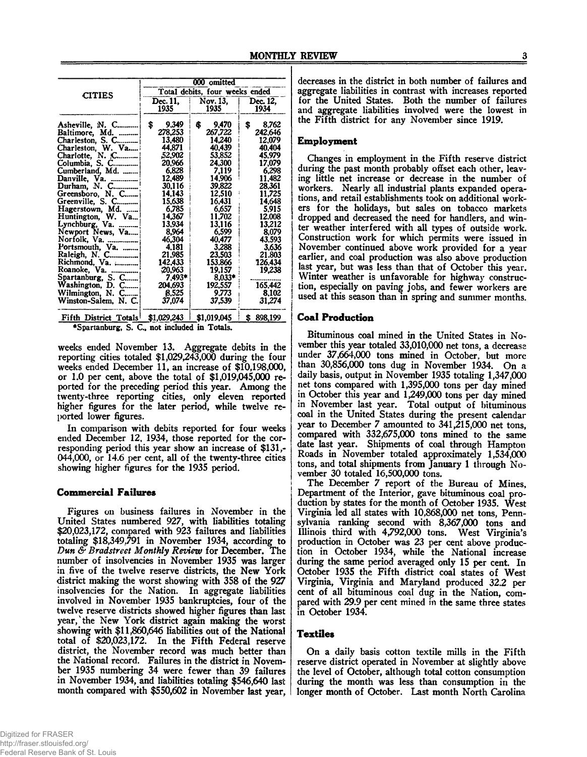| CITIES | 000 omitted | | |
|---|---|---|---|
| | Total debits, four weeks ended | | |
| | Dec. 11, 1935 | Nov. 13, 1935 | Dec. 12, 1934 |
| Asheville, N. C. | $ 9,349 | $ 9,470 | $ 8,762 |
| Baltimore, Md. | 278,253 | 267,722 | 242,646 |
| Charleston, S. C. | 13,480 | 14,240 | 12,079 |
| Charleston, W. Va. | 44,871 | 40,439 | 40,404 |
| Charlotte, N. C. | 52,902 | 53,852 | 45,979 |
| Columbia, S. C. | 20,966 | 24,300 | 17,079 |
| Cumberland, Md. | 6,828 | 7,119 | 6,298 |
| Danville, Va. | 12,489 | 14,906 | 11,482 |
| Durham, N. C. | 30,116 | 39,822 | 28,361 |
| Greensboro, N. C. | 14,143 | 12,510 | 11,725 |
| Greenville, S. C. | 15,638 | 16,431 | 14,648 |
| Hagerstown, Md. | 6,785 | 6,657 | 5,915 |
| Huntington, W. Va. | 14,367 | 11,702 | 12,008 |
| Lynchburg, Va. | 13,934 | 13,116 | 13,212 |
| Newport News, Va. | 8,964 | 6,599 | 8,079 |
| Norfolk, Va. | 46,304 | 40,477 | 43,593 |
| Portsmouth, Va. | 4,181 | 3,288 | 3,636 |
| Raleigh, N. C. | 21,985 | 23,503 | 21,803 |
| Richmond, Va. | 142,433 | 153,866 | 126,434 |
| Roanoke, Va. | 20,963 | 19,157 | 19,238 |
| Spartanburg, S. C. | 7,493* | 8,033* | ............ |
| Washington, D. C. | 204,693 | 192,557 | 165,442 |
| Wilmington, N. C. | 8,525 | 9,773 | 8,102 |
| Winston-Salem, N. C. | 37,074 | 37,539 | 31,274 |
| Fifth District Totals | $1,029,243 | $1,019,045 | $ 898,199 |

*Spartanburg, S. C., not included in Totals.

weeks ended November 13. Aggregate debits in the reporting cities totaled $1,029,243,000 during the four weeks ended December 11, an increase of $10,198,000, or 1.0 per cent, above the total of $1,019,045,000 reported for the preceding period this year. Among the twenty-three reporting cities, only eleven reported higher figures for the later period, while twelve reported lower figures.

In comparison with debits reported for four weeks ended December 12, 1934, those reported for the corresponding period this year show an increase of $131,044,000, or 14.6 per cent, all of the twenty-three cities showing higher figures for the 1935 period.

## Commercial Failures

Figures on business failures in November in the United States numbered 927, with liabilities totaling $20,023,172, compared with 923 failures and liabilities totaling $18,349,791 in November 1934, according to *Dun & Bradstreet Monthly Review* for December. The number of insolvencies in November 1935 was larger in five of the twelve reserve districts, the New York district making the worst showing with 358 of the 927 insolvencies for the Nation. In aggregate liabilities involved in November 1935 bankruptcies, four of the twelve reserve districts showed higher figures than last year, the New York district again making the worst showing with $11,860,646 liabilities out of the National total of $20,023,172. In the Fifth Federal reserve district, the November record was much better than the National record. Failures in the district in November 1935 numbering 34 were fewer than 39 failures in November 1934, and liabilities totaling $546,640 last month compared with $550,602 in November last year, decreases in the district in both number of failures and aggregate liabilities in contrast with increases reported for the United States. Both the number of failures and aggregate liabilities involved were the lowest in the Fifth district for any November since 1919.

## Employment

Changes in employment in the Fifth reserve district during the past month probably offset each other, leaving little net increase or decrease in the number of workers. Nearly all industrial plants expanded operations, and retail establishments took on additional workers for the holidays, but sales on tobacco markets dropped and decreased the need for handlers, and winter weather interfered with all types of outside work. Construction work for which permits were issued in November continued above work provided for a year earlier, and coal production was also above production last year, but was less than that of October this year. Winter weather is unfavorable for highway construction, especially on paving jobs, and fewer workers are used at this season than in spring and summer months.

## Coal Production

Bituminous coal mined in the United States in November this year totaled 33,010,000 net tons, a decrease under 37,664,000 tons mined in October, but more than 30,856,000 tons dug in November 1934. On a daily basis, output in November 1935 totaling 1,347,000 net tons compared with 1,395,000 tons per day mined in October this year and 1,249,000 tons per day mined in November last year. Total output of bituminous coal in the United States during the present calendar year to December 7 amounted to 341,215,000 net tons, compared with 332,675,000 tons mined to the same date last year. Shipments of coal through Hampton Roads in November totaled approximately 1,534,000 tons, and total shipments from January 1 through November 30 totaled 16,500,000 tons.

The December 7 report of the Bureau of Mines, Department of the Interior, gave bituminous coal production by states for the month of October 1935. West Virginia led all states with 10,868,000 net tons, Pennsylvania ranking second with 8,367,000 tons and Illinois third with 4,792,000 tons. West Virginia's production in October was 23 per cent above production in October 1934, while the National increase during the same period averaged only 15 per cent. In October 1935 the Fifth district coal states of West Virginia, Virginia and Maryland produced 32.2 per cent of all bituminous coal dug in the Nation, compared with 29.9 per cent mined in the same three states in October 1934.

## Textiles

On a daily basis cotton textile mills in the Fifth reserve district operated in November at slightly above the level of October, although total cotton consumption during the month was less than consumption in the longer month of October. Last month North Carolina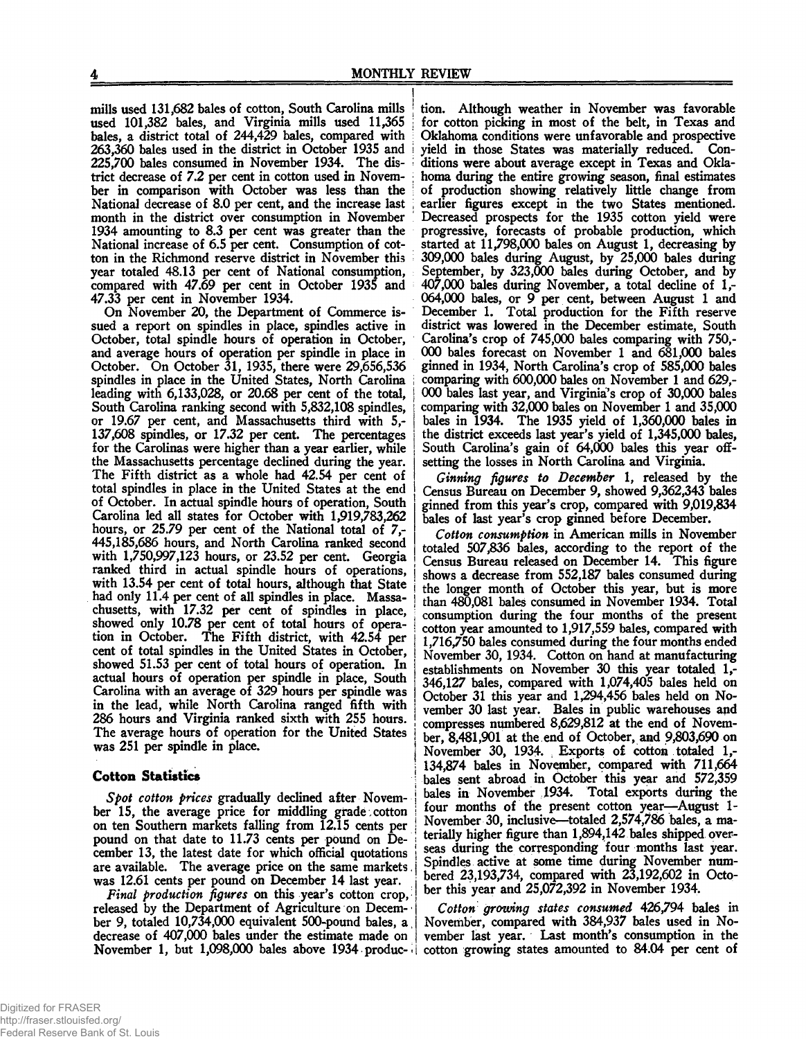mills used 131,682 bales of cotton, South Carolina mills used 101,382 bales, and Virginia mills used 11,365 bales, a district total of 244,429 bales, compared with 263,360 bales used in the district in October 1935 and 225,700 bales consumed in November 1934. The district decrease of 7.2 per cent in cotton used in November in comparison with October was less than the National decrease of 8.0 per cent, and the increase last month in the district over consumption in November 1934 amounting to 8.3 per cent was greater than the National increase of 6.5 per cent. Consumption of cotton in the Richmond reserve district in November this year totaled 48.13 per cent of National consumption, compared with 47.69 per cent in October 1935 and 47.33 per cent in November 1934.

On November 20, the Department of Commerce issued a report on spindles in place, spindles active in October, total spindle hours of operation in October, and average hours of operation per spindle in place in October. On October 31, 1935, there were 29,656,536 spindles in place in the United States, North Carolina leading with 6,133,028, or 20.68 per cent of the total, South Carolina ranking second with 5,832,108 spindles, or 19.67 per cent, and Massachusetts third with 5,137,608 spindles, or 17.32 per cent. The percentages for the Carolinas were higher than a year earlier, while the Massachusetts percentage declined during the year. The Fifth district as a whole had 42.54 per cent of total spindles in place in the United States at the end of October. In actual spindle hours of operation, South Carolina led all states for October with 1,919,783,262 hours, or 25.79 per cent of the National total of 7,445,185,686 hours, and North Carolina ranked second with 1,750,997,123 hours, or 23.52 per cent. Georgia ranked third in actual spindle hours of operations, with 13.54 per cent of total hours, although that State had only 11.4 per cent of all spindles in place. Massachusetts, with 17.32 per cent of total spindles in place, showed only 10.78 per cent of total hours of operation in October. The Fifth district, with 42.54 per cent of total spindles in the United States in October, showed 51.53 per cent of total hours of operation. In actual hours of operation per spindle in place, South Carolina with an average of 329 hours per spindle was in the lead, while North Carolina ranged fifth with 286 hours and Virginia ranked sixth with 255 hours. The average hours of operation for the United States was 251 per spindle in place.

## Cotton Statistics

*Spot cotton prices* gradually declined after November 15, the average price for middling grade cotton on ten Southern markets falling from 12.15 cents per pound on that date to 11.73 cents per pound on December 13, the latest date for which official quotations are available. The average price on the same markets was 12.61 cents per pound on December 14 last year.

*Final production figures* on this year's cotton crop, released by the Department of Agriculture on December 9, totaled 10,734,000 equivalent 500-pound bales, a decrease of 407,000 bales under the estimate made on November 1, but 1,098,000 bales above 1934 production. Although weather in November was favorable for cotton picking in most of the belt, in Texas and Oklahoma conditions were unfavorable and prospective yield in those States was materially reduced. Conditions were about average except in Texas and Oklahoma during the entire growing season, final estimates of production showing relatively little change from earlier figures except in the two States mentioned. Decreased prospects for the 1935 cotton yield were progressive, forecasts of probable production, which started at 11,798,000 bales on August 1, decreasing by 309,000 bales during August, by 25,000 bales during September, by 323,000 bales during October, and by 407,000 bales during November, a total decline of 1,064,000 bales, or 9 per cent, between August 1 and December 1. Total production for the Fifth reserve district was lowered in the December estimate, South Carolina's crop of 745,000 bales comparing with 750,000 bales forecast on November 1 and 681,000 bales ginned in 1934, North Carolina's crop of 585,000 bales comparing with 600,000 bales on November 1 and 629,000 bales last year, and Virginia's crop of 30,000 bales comparing with 32,000 bales on November 1 and 35,000 bales in 1934. The 1935 yield of 1,360,000 bales in the district exceeds last year's yield of 1,345,000 bales, South Carolina's gain of 64,000 bales this year offsetting the losses in North Carolina and Virginia.

*Ginning figures to December* 1, released by the Census Bureau on December 9, showed 9,362,343 bales ginned from this year's crop, compared with 9,019,834 bales of last year's crop ginned before December.

*Cotton consumption* in American mills in November totaled 507,836 bales, according to the report of the Census Bureau released on December 14. This figure shows a decrease from 552,187 bales consumed during the longer month of October this year, but is more than 480,081 bales consumed in November 1934. Total consumption during the four months of the present cotton year amounted to 1,917,559 bales, compared with 1,716,750 bales consumed during the four months ended November 30, 1934. Cotton on hand at manufacturing establishments on November 30 this year totaled 1,346,127 bales, compared with 1,074,405 bales held on October 31 this year and 1,294,456 bales held on November 30 last year. Bales in public warehouses and compresses numbered 8,629,812 at the end of November, 8,481,901 at the end of October, and 9,803,690 on November 30, 1934. Exports of cotton totaled 1,134,874 bales in November, compared with 711,664 bales sent abroad in October this year and 572,359 bales in November 1934. Total exports during the four months of the present cotton year—August 1-November 30, inclusive—totaled 2,574,786 bales, a materially higher figure than 1,894,142 bales shipped overseas during the corresponding four months last year. Spindles active at some time during November numbered 23,193,734, compared with 23,192,602 in October this year and 25,072,392 in November 1934.

*Cotton growing states consumed* 426,794 bales in November, compared with 384,937 bales used in November last year. Last month's consumption in the cotton growing states amounted to 84.04 per cent of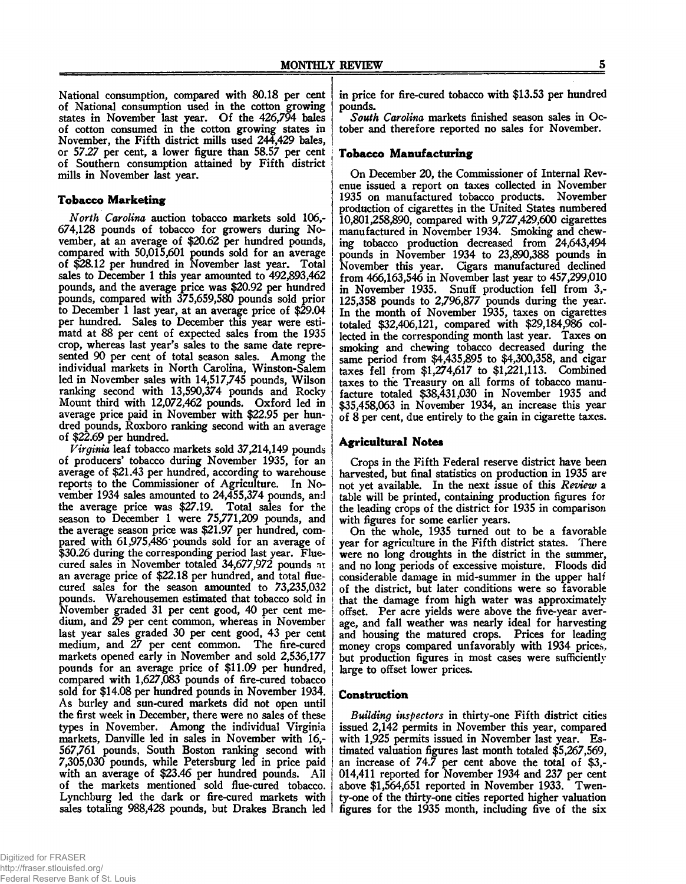National consumption, compared with 80.18 per cent of National consumption used in the cotton growing states in November last year. Of the 426,794 bales of cotton consumed in the cotton growing states in November, the Fifth district mills used 244,429 bales, or 57.27 per cent, a lower figure than 58.57 per cent of Southern consumption attained by Fifth district mills in November last year.

### Tobacco Marketing

*North Carolina* auction tobacco markets sold 106,674,128 pounds of tobacco for growers during November, at an average of $20.62 per hundred pounds, compared with 50,015,601 pounds sold for an average of $28.12 per hundred in November last year. Total sales to December 1 this year amounted to 492,893,462 pounds, and the average price was $20.92 per hundred pounds, compared with 375,659,580 pounds sold prior to December 1 last year, at an average price of $29.04 per hundred. Sales to December this year were estimatd at 88 per cent of expected sales from the 1935 crop, whereas last year's sales to the same date represented 90 per cent of total season sales. Among the individual markets in North Carolina, Winston-Salem led in November sales with 14,517,745 pounds, Wilson ranking second with 13,590,374 pounds and Rocky Mount third with 12,072,462 pounds. Oxford led in average price paid in November with $22.95 per hundred pounds, Roxboro ranking second with an average of $22.69 per hundred.

*Virginia* leaf tobacco markets sold 37,214,149 pounds of producers' tobacco during November 1935, for an average of $21.43 per hundred, according to warehouse reports to the Commissioner of Agriculture. In November 1934 sales amounted to 24,455,374 pounds, and the average price was $27.19. Total sales for the season to December 1 were 75,771,209 pounds, and the average season price was $21.97 per hundred, compared with 61,975,486 pounds sold for an average of $30.26 during the corresponding period last year. Flue-cured sales in November totaled 34,677,972 pounds at an average price of $22.18 per hundred, and total flue-cured sales for the season amounted to 73,235,032 pounds. Warehousemen estimated that tobacco sold in November graded 31 per cent good, 40 per cent medium, and 29 per cent common, whereas in November last year sales graded 30 per cent good, 43 per cent medium, and 27 per cent common. The fire-cured markets opened early in November and sold 2,536,177 pounds for an average price of $11.09 per hundred, compared with 1,627,083 pounds of fire-cured tobacco sold for $14.08 per hundred pounds in November 1934. As burley and sun-cured markets did not open until the first week in December, there were no sales of these types in November. Among the individual Virginia markets, Danville led in sales in November with 16,567,761 pounds, South Boston ranking second with 7,305,030 pounds, while Petersburg led in price paid with an average of $23.46 per hundred pounds. All of the markets mentioned sold flue-cured tobacco. Lynchburg led the dark or fire-cured markets with sales totaling 988,428 pounds, but Drakes Branch led in price for fire-cured tobacco with $13.53 per hundred pounds.

*South Carolina* markets finished season sales in October and therefore reported no sales for November.

### Tobacco Manufacturing

On December 20, the Commissioner of Internal Revenue issued a report on taxes collected in November 1935 on manufactured tobacco products. November production of cigarettes in the United States numbered 10,801,258,890, compared with 9,727,429,600 cigarettes manufactured in November 1934. Smoking and chewing tobacco production decreased from 24,643,494 pounds in November 1934 to 23,890,388 pounds in November this year. Cigars manufactured declined from 466,163,546 in November last year to 457,299,010 in November 1935. Snuff production fell from 3,125,358 pounds to 2,796,877 pounds during the year. In the month of November 1935, taxes on cigarettes totaled $32,406,121, compared with $29,184,986 collected in the corresponding month last year. Taxes on smoking and chewing tobacco decreased during the same period from $4,435,895 to $4,300,358, and cigar taxes fell from $1,274,617 to $1,221,113. Combined taxes to the Treasury on all forms of tobacco manufacture totaled $38,431,030 in November 1935 and $35,458,063 in November 1934, an increase this year of 8 per cent, due entirely to the gain in cigarette taxes.

### Agricultural Notes

Crops in the Fifth Federal reserve district have been harvested, but final statistics on production in 1935 are not yet available. In the next issue of this *Review* a table will be printed, containing production figures for the leading crops of the district for 1935 in comparison with figures for some earlier years.

On the whole, 1935 turned out to be a favorable year for agriculture in the Fifth district states. There were no long droughts in the district in the summer, and no long periods of excessive moisture. Floods did considerable damage in mid-summer in the upper half of the district, but later conditions were so favorable that the damage from high water was approximately offset. Per acre yields were above the five-year average, and fall weather was nearly ideal for harvesting and housing the matured crops. Prices for leading money crops compared unfavorably with 1934 prices, but production figures in most cases were sufficiently large to offset lower prices.

### Construction

*Building inspectors* in thirty-one Fifth district cities issued 2,142 permits in November this year, compared with 1,925 permits issued in November last year. Estimated valuation figures last month totaled $5,267,569, an increase of 74.7 per cent above the total of $3,014,411 reported for November 1934 and 237 per cent above $1,564,651 reported in November 1933. Twenty-one of the thirty-one cities reported higher valuation figures for the 1935 month, including five of the six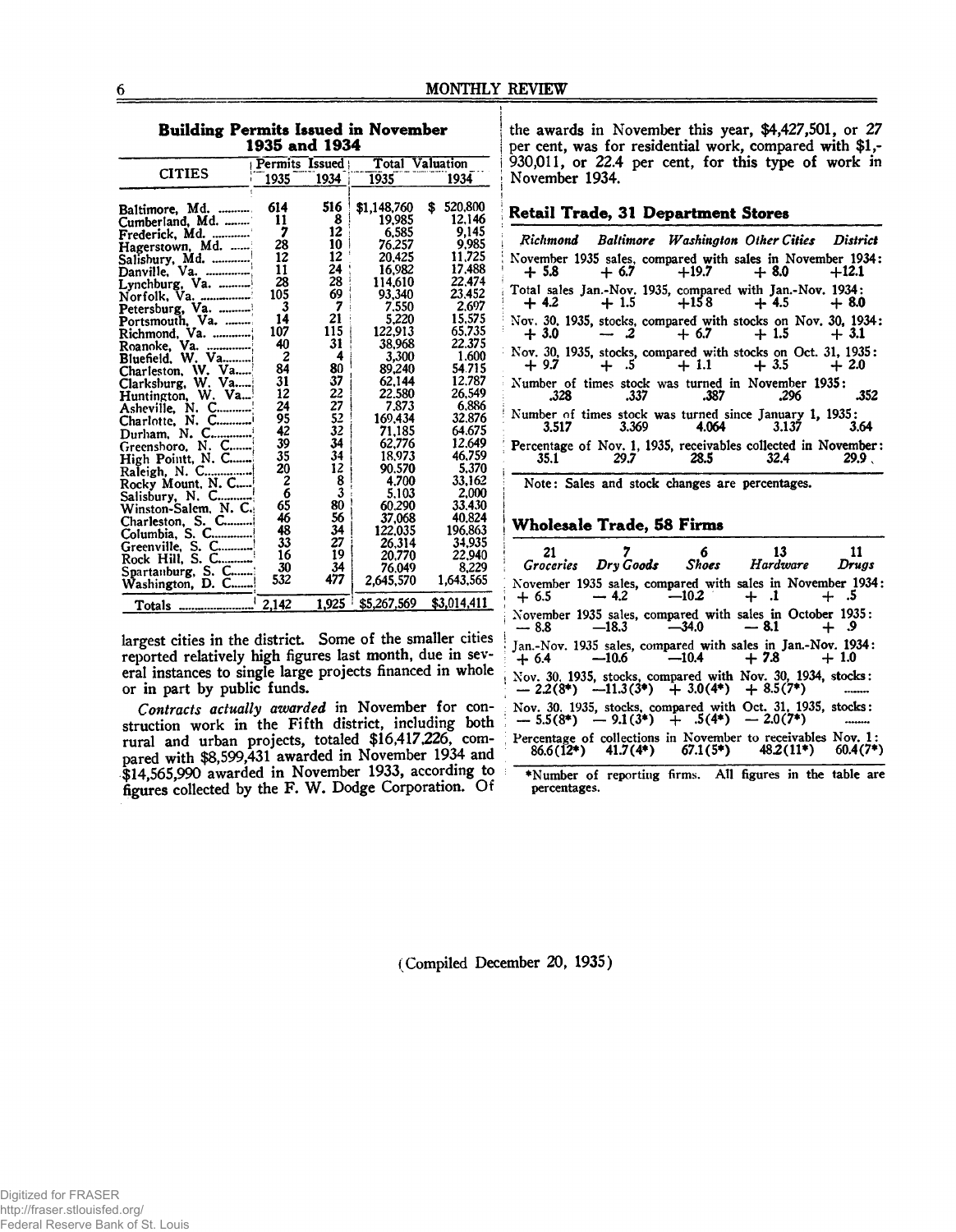## Building Permits Issued in November 1935 and 1934

| CITIES | Permits Issued | | Total Valuation | |
|---|---|---|---|---|
| | 1935 | 1934 | 1935 | 1934 |
| Baltimore, Md. | 614 | 516 | $1,148,760 | $ 520,800 |
| Cumberland, Md. | 11 | 8 | 19,985 | 12,146 |
| Frederick, Md. | 7 | 12 | 6,585 | 9,145 |
| Hagerstown, Md. | 28 | 10 | 76,257 | 9,985 |
| Salisbury, Md. | 12 | 12 | 20,425 | 11,725 |
| Danville, Va. | 11 | 24 | 16,982 | 17,488 |
| Lynchburg, Va. | 28 | 28 | 114,610 | 22,474 |
| Norfolk, Va. | 105 | 69 | 93,340 | 23,452 |
| Petersburg, Va. | 3 | 7 | 7,550 | 2,697 |
| Portsmouth, Va. | 14 | 21 | 5,220 | 15,575 |
| Richmond, Va. | 107 | 115 | 122,913 | 65,735 |
| Roanoke, Va. | 40 | 31 | 38,968 | 22,375 |
| Bluefield, W. Va. | 2 | 4 | 3,300 | 1,600 |
| Charleston, W. Va. | 84 | 80 | 89,240 | 54,715 |
| Clarksburg, W. Va. | 31 | 37 | 62,144 | 12,787 |
| Huntington, W. Va. | 12 | 22 | 22,580 | 26,549 |
| Asheville, N. C. | 24 | 27 | 7,873 | 6,886 |
| Charlotte, N. C. | 95 | 52 | 169,434 | 32,876 |
| Durham, N. C. | 42 | 32 | 71,185 | 64,675 |
| Greensboro, N. C. | 39 | 34 | 62,776 | 12,649 |
| High Pointt, N. C. | 35 | 34 | 18,973 | 46,759 |
| Raleigh, N. C. | 20 | 12 | 90,570 | 5,370 |
| Rocky Mount, N. C. | 2 | 8 | 4,700 | 33,162 |
| Salisbury, N. C. | 6 | 3 | 5,103 | 2,000 |
| Winston-Salem, N. C. | 65 | 80 | 60,290 | 33,430 |
| Charleston, S. C. | 46 | 56 | 37,068 | 40,824 |
| Columbia, S. C. | 48 | 34 | 122,035 | 196,863 |
| Greenville, S. C. | 33 | 27 | 26,314 | 34,935 |
| Rock Hill, S. C. | 16 | 19 | 20,770 | 22,940 |
| Spartanburg, S. C. | 30 | 34 | 76,049 | 8,229 |
| Washington, D. C. | 532 | 477 | 2,645,570 | 1,643,565 |
| Totals | 2,142 | 1,925 | $5,267,569 | $3,014,411 |

largest cities in the district. Some of the smaller cities reported relatively high figures last month, due in several instances to single large projects financed in whole or in part by public funds.

*Contracts actually awarded* in November for construction work in the Fifth district, including both rural and urban projects, totaled $16,417,226, compared with $8,599,431 awarded in November 1934 and $14,565,990 awarded in November 1933, according to figures collected by the F. W. Dodge Corporation. Of the awards in November this year, $4,427,501, or 27 per cent, was for residential work, compared with $1,930,011, or 22.4 per cent, for this type of work in November 1934.

## Retail Trade, 31 Department Stores

| *Richmond* | *Baltimore* | *Washington* | *Other Cities* | *District* |
|---|---|---|---|---|
| November 1935 sales, compared with sales in November 1934: | | | | |
| + 5.8 | + 6.7 | +19.7 | + 8.0 | +12.1 |
| Total sales Jan.-Nov. 1935, compared with Jan.-Nov. 1934: | | | | |
| + 4.2 | + 1.5 | +15.8 | + 4.5 | + 8.0 |
| Nov. 30, 1935, stocks, compared with stocks on Nov. 30, 1934: | | | | |
| + 3.0 | — .2 | + 6.7 | + 1.5 | + 3.1 |
| Nov. 30, 1935, stocks, compared with stocks on Oct. 31, 1935: | | | | |
| + 9.7 | + .5 | + 1.1 | + 3.5 | + 2.0 |
| Number of times stock was turned in November 1935: | | | | |
| .328 | .337 | .387 | .296 | .352 |
| Number of times stock was turned since January 1, 1935: | | | | |
| 3.517 | 3.369 | 4.064 | 3.137 | 3.64 |
| Percentage of Nov. 1, 1935, receivables collected in November: | | | | |
| 35.1 | 29.7 | 28.5 | 32.4 | 29.9 |

Note: Sales and stock changes are percentages.

## Wholesale Trade, 58 Firms

| 21 *Groceries* | 7 *Dry Goods* | 6 *Shoes* | 13 *Hardware* | 11 *Drugs* |
|---|---|---|---|---|
| November 1935 sales, compared with sales in November 1934: | | | | |
| + 6.5 | — 4.2 | —10.2 | + .1 | + .5 |
| November 1935 sales, compared with sales in October 1935: | | | | |
| — 8.8 | —18.3 | —34.0 | — 8.1 | + .9 |
| Jan.-Nov. 1935 sales, compared with sales in Jan.-Nov. 1934: | | | | |
| + 6.4 | —10.6 | —10.4 | + 7.8 | + 1.0 |
| Nov. 30, 1935, stocks, compared with Nov. 30, 1934, stocks: | | | | |
| — 2.2(8*) | —11.3(3*) | + 3.0(4*) | + 8.5(7*) | ....... |
| Nov. 30, 1935, stocks, compared with Oct. 31, 1935, stocks: | | | | |
| — 5.5(8*) | — 9.1(3*) | + .5(4*) | — 2.0(7*) | ....... |
| Percentage of collections in November to receivables Nov. 1: | | | | |
| 86.6(12*) | 41.7(4*) | 67.1(5*) | 48.2(11*) | 60.4(7*) |

*Number of reporting firms. All figures in the table are percentages.

(Compiled December 20, 1935)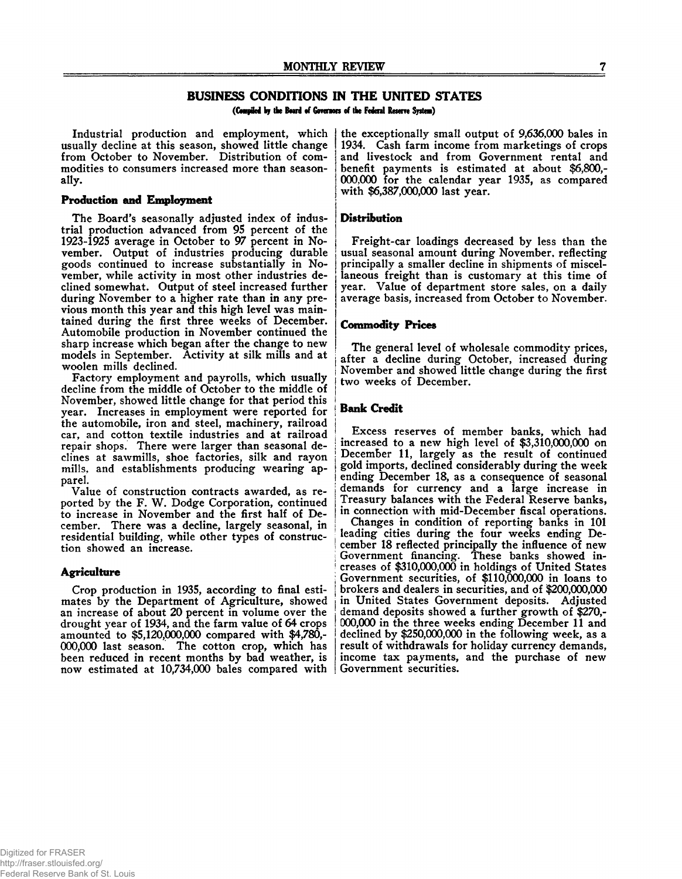## BUSINESS CONDITIONS IN THE UNITED STATES

(Compiled by the Board of Governors of the Federal Reserve System)

Industrial production and employment, which usually decline at this season, showed little change from October to November. Distribution of commodities to consumers increased more than seasonally.

### Production and Employment

The Board's seasonally adjusted index of industrial production advanced from 95 percent of the 1923-1925 average in October to 97 percent in November. Output of industries producing durable goods continued to increase substantially in November, while activity in most other industries declined somewhat. Output of steel increased further during November to a higher rate than in any previous month this year and this high level was maintained during the first three weeks of December. Automobile production in November continued the sharp increase which began after the change to new models in September. Activity at silk mills and at woolen mills declined.

Factory employment and payrolls, which usually decline from the middle of October to the middle of November, showed little change for that period this year. Increases in employment were reported for the automobile, iron and steel, machinery, railroad car, and cotton textile industries and at railroad repair shops. There were larger than seasonal declines at sawmills, shoe factories, silk and rayon mills, and establishments producing wearing apparel.

Value of construction contracts awarded, as reported by the F. W. Dodge Corporation, continued to increase in November and the first half of December. There was a decline, largely seasonal, in residential building, while other types of construction showed an increase.

### Agriculture

Crop production in 1935, according to final estimates by the Department of Agriculture, showed an increase of about 20 percent in volume over the drought year of 1934, and the farm value of 64 crops amounted to $5,120,000,000 compared with $4,780,000,000 last season. The cotton crop, which has been reduced in recent months by bad weather, is now estimated at 10,734,000 bales compared with the exceptionally small output of 9,636,000 bales in 1934. Cash farm income from marketings of crops and livestock and from Government rental and benefit payments is estimated at about $6,800,000,000 for the calendar year 1935, as compared with $6,387,000,000 last year.

### Distribution

Freight-car loadings decreased by less than the usual seasonal amount during November, reflecting principally a smaller decline in shipments of miscellaneous freight than is customary at this time of year. Value of department store sales, on a daily average basis, increased from October to November.

### Commodity Prices

The general level of wholesale commodity prices, after a decline during October, increased during November and showed little change during the first two weeks of December.

### Bank Credit

Excess reserves of member banks, which had increased to a new high level of $3,310,000,000 on December 11, largely as the result of continued gold imports, declined considerably during the week ending December 18, as a consequence of seasonal demands for currency and a large increase in Treasury balances with the Federal Reserve banks, in connection with mid-December fiscal operations.

Changes in condition of reporting banks in 101 leading cities during the four weeks ending December 18 reflected principally the influence of new Government financing. These banks showed increases of $310,000,000 in holdings of United States Government securities, of $110,000,000 in loans to brokers and dealers in securities, and of $200,000,000 in United States Government deposits. Adjusted demand deposits showed a further growth of $270,000,000 in the three weeks ending December 11 and declined by $250,000,000 in the following week, as a result of withdrawals for holiday currency demands, income tax payments, and the purchase of new Government securities.